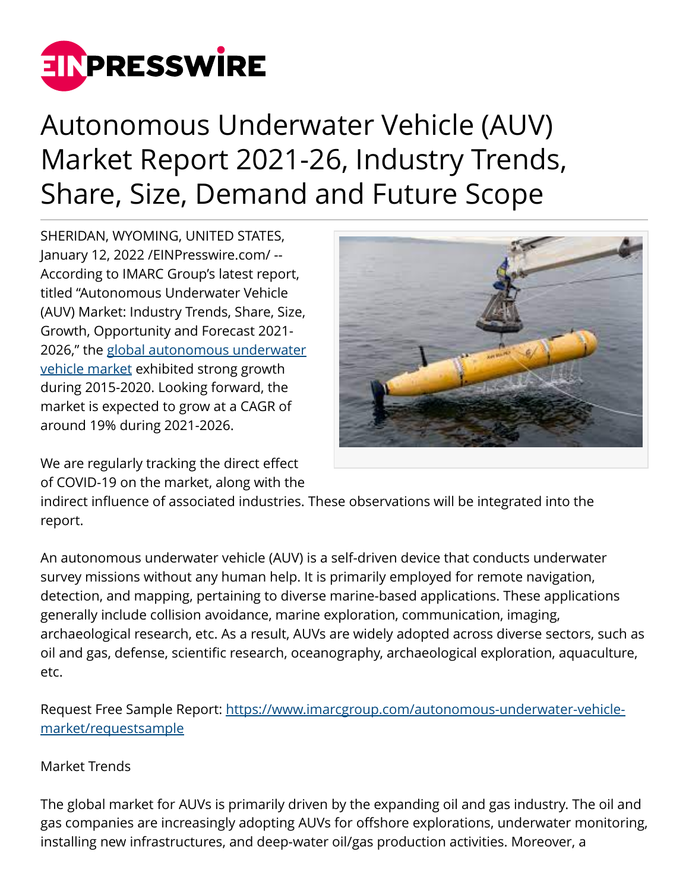# Autonomous Underwater Vehicle (AUV) Market Report 2021-26, Industry Trends, Share, Size, Demand and Future Scope

SHERIDAN, WYOMING, UNITED STATES, January 12, 2022 /EINPresswire.com/ -- According to IMARC Group's latest report, titled "Autonomous Underwater Vehicle (AUV) Market: Industry Trends, Share, Size, Growth, Opportunity and Forecast 2021-2026," the [global autonomous underwater vehicle market](https://www.imarcgroup.com/autonomous-underwater-vehicle-market) exhibited strong growth during 2015-2020. Looking forward, the market is expected to grow at a CAGR of around 19% during 2021-2026.

We are regularly tracking the direct effect of COVID-19 on the market, along with the indirect influence of associated industries. These observations will be integrated into the report.

An autonomous underwater vehicle (AUV) is a self-driven device that conducts underwater survey missions without any human help. It is primarily employed for remote navigation, detection, and mapping, pertaining to diverse marine-based applications. These applications generally include collision avoidance, marine exploration, communication, imaging, archaeological research, etc. As a result, AUVs are widely adopted across diverse sectors, such as oil and gas, defense, scientific research, oceanography, archaeological exploration, aquaculture, etc.

Request Free Sample Report: [https://www.imarcgroup.com/autonomous-underwater-vehicle-market/requestsample](https://www.imarcgroup.com/autonomous-underwater-vehicle-market/requestsample)

Market Trends

The global market for AUVs is primarily driven by the expanding oil and gas industry. The oil and gas companies are increasingly adopting AUVs for offshore explorations, underwater monitoring, installing new infrastructures, and deep-water oil/gas production activities. Moreover, a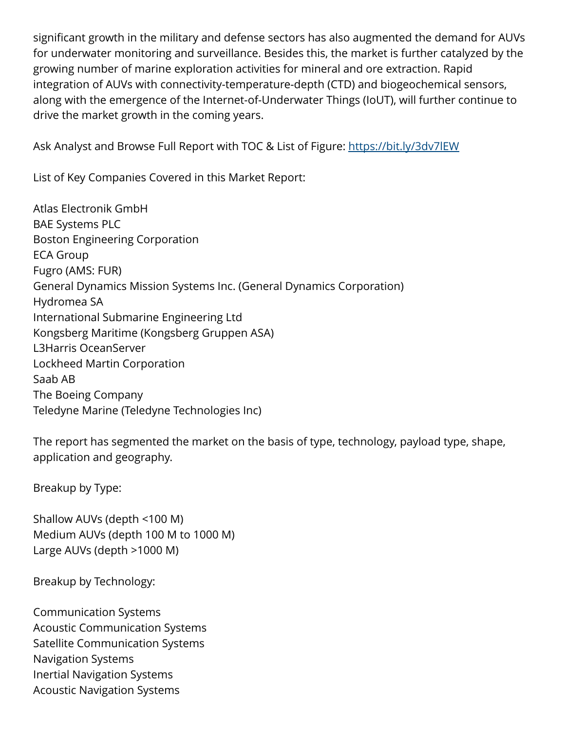significant growth in the military and defense sectors has also augmented the demand for AUVs for underwater monitoring and surveillance. Besides this, the market is further catalyzed by the growing number of marine exploration activities for mineral and ore extraction. Rapid integration of AUVs with connectivity-temperature-depth (CTD) and biogeochemical sensors, along with the emergence of the Internet-of-Underwater Things (IoUT), will further continue to drive the market growth in the coming years.

Ask Analyst and Browse Full Report with TOC & List of Figure: [https://bit.ly/3dv7lEW](https://bit.ly/3dv7lEW)

List of Key Companies Covered in this Market Report:

Atlas Electronik GmbH
BAE Systems PLC
Boston Engineering Corporation
ECA Group
Fugro (AMS: FUR)
General Dynamics Mission Systems Inc. (General Dynamics Corporation)
Hydromea SA
International Submarine Engineering Ltd
Kongsberg Maritime (Kongsberg Gruppen ASA)
L3Harris OceanServer
Lockheed Martin Corporation
Saab AB
The Boeing Company
Teledyne Marine (Teledyne Technologies Inc)

The report has segmented the market on the basis of type, technology, payload type, shape, application and geography.

Breakup by Type:

Shallow AUVs (depth <100 M)
Medium AUVs (depth 100 M to 1000 M)
Large AUVs (depth >1000 M)

Breakup by Technology:

Communication Systems
Acoustic Communication Systems
Satellite Communication Systems
Navigation Systems
Inertial Navigation Systems
Acoustic Navigation Systems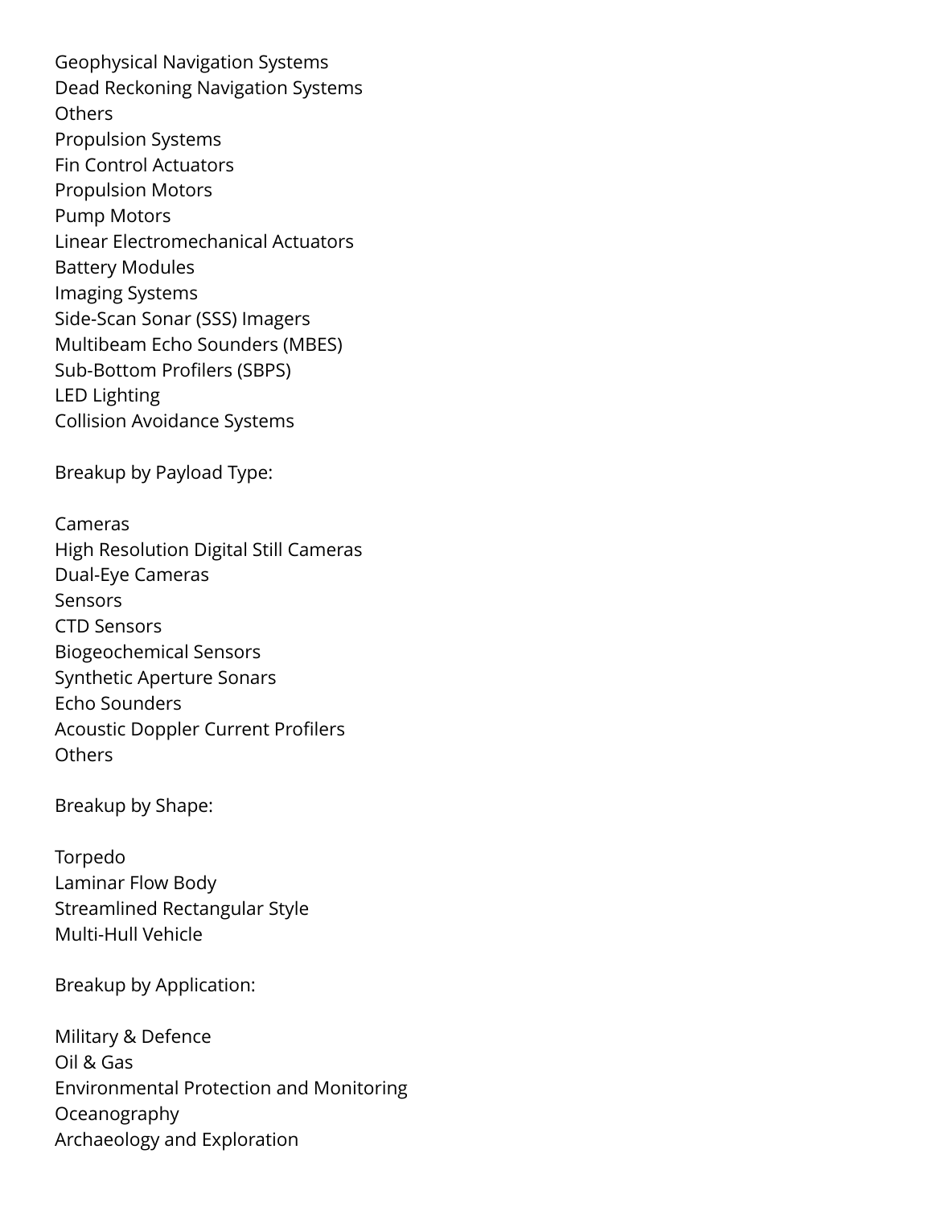Geophysical Navigation Systems
Dead Reckoning Navigation Systems
Others
Propulsion Systems
Fin Control Actuators
Propulsion Motors
Pump Motors
Linear Electromechanical Actuators
Battery Modules
Imaging Systems
Side-Scan Sonar (SSS) Imagers
Multibeam Echo Sounders (MBES)
Sub-Bottom Profilers (SBPS)
LED Lighting
Collision Avoidance Systems

Breakup by Payload Type:

Cameras
High Resolution Digital Still Cameras
Dual-Eye Cameras
Sensors
CTD Sensors
Biogeochemical Sensors
Synthetic Aperture Sonars
Echo Sounders
Acoustic Doppler Current Profilers
Others

Breakup by Shape:

Torpedo
Laminar Flow Body
Streamlined Rectangular Style
Multi-Hull Vehicle

Breakup by Application:

Military & Defence
Oil & Gas
Environmental Protection and Monitoring
Oceanography
Archaeology and Exploration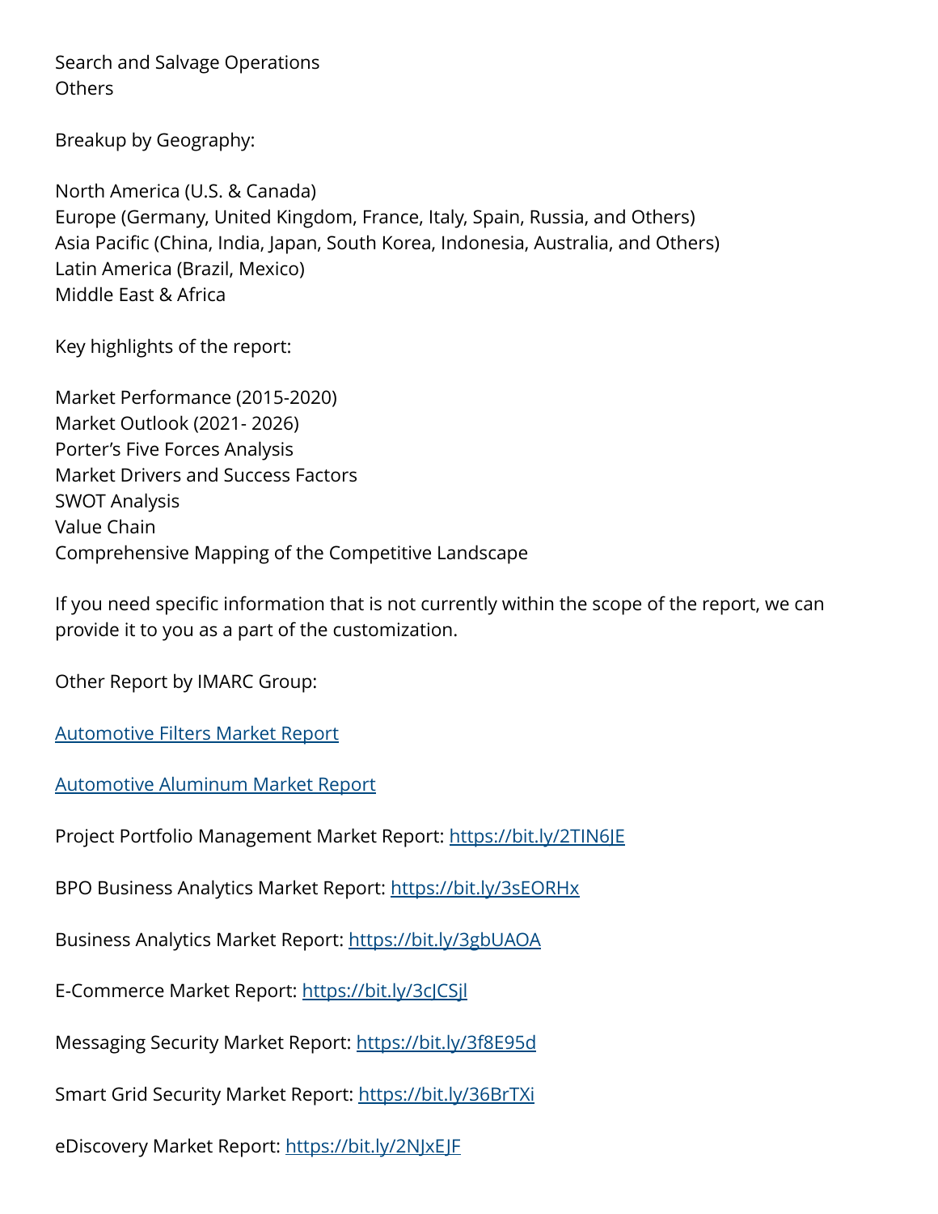Search and Salvage Operations
Others

Breakup by Geography:

North America (U.S. & Canada)
Europe (Germany, United Kingdom, France, Italy, Spain, Russia, and Others)
Asia Pacific (China, India, Japan, South Korea, Indonesia, Australia, and Others)
Latin America (Brazil, Mexico)
Middle East & Africa

Key highlights of the report:

Market Performance (2015-2020)
Market Outlook (2021- 2026)
Porter's Five Forces Analysis
Market Drivers and Success Factors
SWOT Analysis
Value Chain
Comprehensive Mapping of the Competitive Landscape

If you need specific information that is not currently within the scope of the report, we can provide it to you as a part of the customization.

Other Report by IMARC Group:

Automotive Filters Market Report

Automotive Aluminum Market Report

Project Portfolio Management Market Report: https://bit.ly/2TIN6JE

BPO Business Analytics Market Report: https://bit.ly/3sEORHx

Business Analytics Market Report: https://bit.ly/3gbUAOA

E-Commerce Market Report: https://bit.ly/3cJCSjl

Messaging Security Market Report: https://bit.ly/3f8E95d

Smart Grid Security Market Report: https://bit.ly/36BrTXi

eDiscovery Market Report: https://bit.ly/2NJxEJF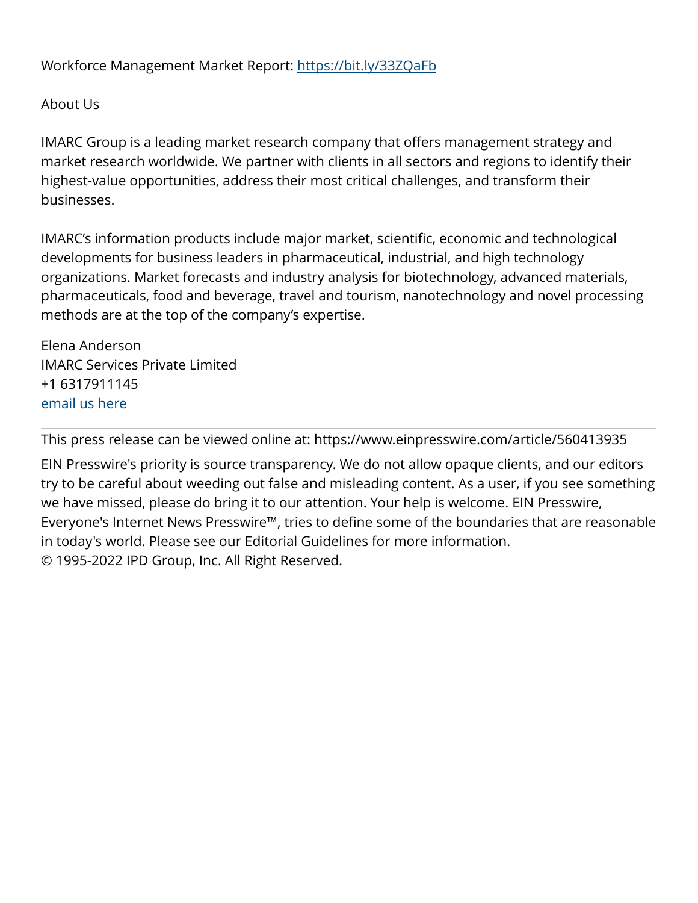Workforce Management Market Report: [https://bit.ly/33ZQaFb](https://bit.ly/33ZQaFb)

About Us

IMARC Group is a leading market research company that offers management strategy and market research worldwide. We partner with clients in all sectors and regions to identify their highest-value opportunities, address their most critical challenges, and transform their businesses.

IMARC's information products include major market, scientific, economic and technological developments for business leaders in pharmaceutical, industrial, and high technology organizations. Market forecasts and industry analysis for biotechnology, advanced materials, pharmaceuticals, food and beverage, travel and tourism, nanotechnology and novel processing methods are at the top of the company's expertise.

Elena Anderson
IMARC Services Private Limited
+1 6317911145
email us here

---

This press release can be viewed online at: https://www.einpresswire.com/article/560413935

EIN Presswire's priority is source transparency. We do not allow opaque clients, and our editors try to be careful about weeding out false and misleading content. As a user, if you see something we have missed, please do bring it to our attention. Your help is welcome. EIN Presswire, Everyone's Internet News Presswire™, tries to define some of the boundaries that are reasonable in today's world. Please see our Editorial Guidelines for more information.
© 1995-2022 IPD Group, Inc. All Right Reserved.